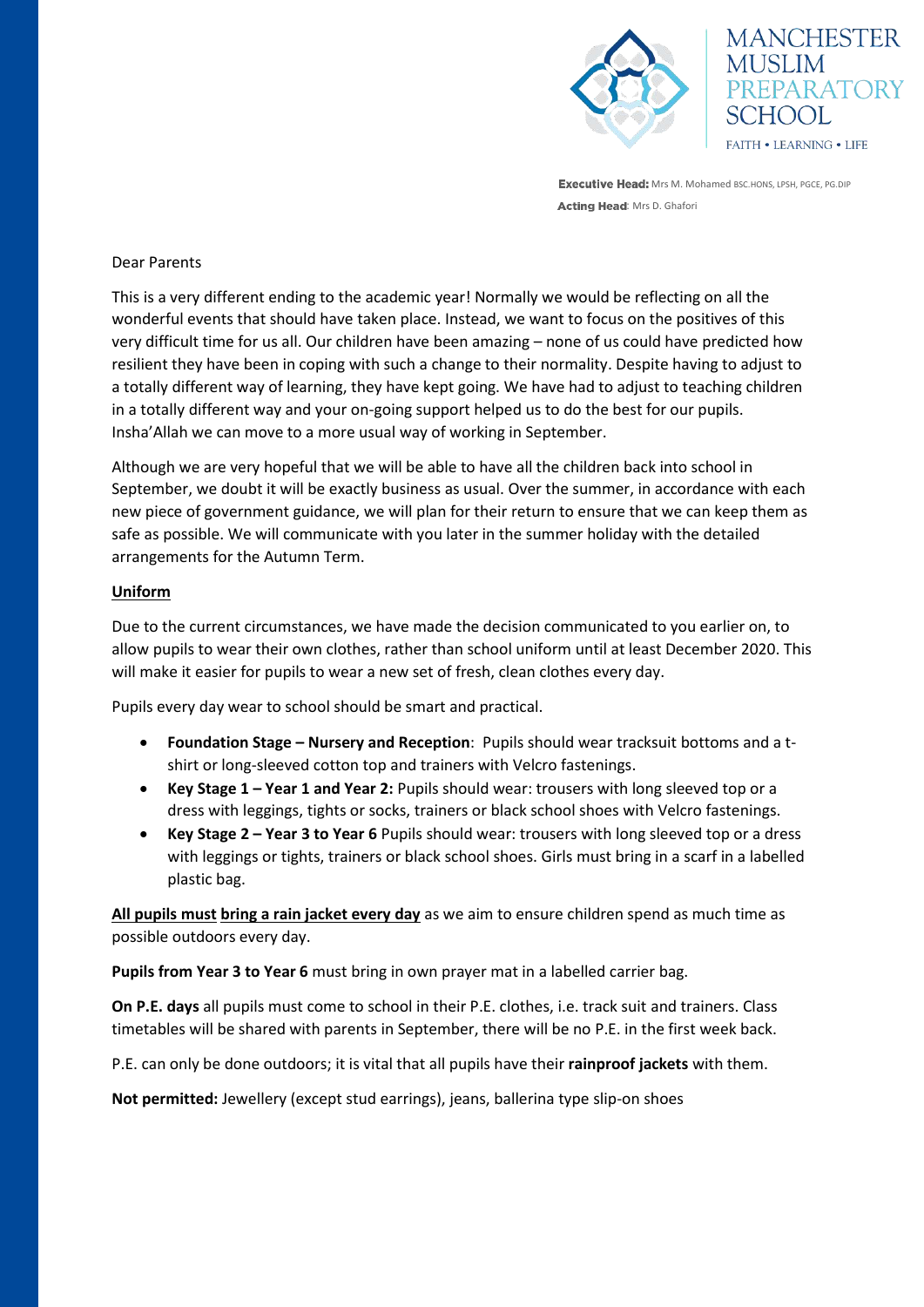MANCHESTER MUSLIM PREPARATORY SCHOOL

FAITH • LEARNING • LIFE

**Executive Head:** Mrs M. Mohamed BSC.HONS, LPSH, PGCE, PG.DIP

**Acting Head**: Mrs D. Ghafori

Dear Parents

This is a very different ending to the academic year! Normally we would be reflecting on all the wonderful events that should have taken place. Instead, we want to focus on the positives of this very difficult time for us all. Our children have been amazing – none of us could have predicted how resilient they have been in coping with such a change to their normality. Despite having to adjust to a totally different way of learning, they have kept going. We have had to adjust to teaching children in a totally different way and your on-going support helped us to do the best for our pupils. Insha'Allah we can move to a more usual way of working in September.

Although we are very hopeful that we will be able to have all the children back into school in September, we doubt it will be exactly business as usual. Over the summer, in accordance with each new piece of government guidance, we will plan for their return to ensure that we can keep them as safe as possible. We will communicate with you later in the summer holiday with the detailed arrangements for the Autumn Term.

**Uniform**

Due to the current circumstances, we have made the decision communicated to you earlier on, to allow pupils to wear their own clothes, rather than school uniform until at least December 2020. This will make it easier for pupils to wear a new set of fresh, clean clothes every day.

Pupils every day wear to school should be smart and practical.

- **Foundation Stage – Nursery and Reception**: Pupils should wear tracksuit bottoms and a t-shirt or long-sleeved cotton top and trainers with Velcro fastenings.
- **Key Stage 1 – Year 1 and Year 2:** Pupils should wear: trousers with long sleeved top or a dress with leggings, tights or socks, trainers or black school shoes with Velcro fastenings.
- **Key Stage 2 – Year 3 to Year 6** Pupils should wear: trousers with long sleeved top or a dress with leggings or tights, trainers or black school shoes. Girls must bring in a scarf in a labelled plastic bag.

**All pupils must bring a rain jacket every day** as we aim to ensure children spend as much time as possible outdoors every day.

**Pupils from Year 3 to Year 6** must bring in own prayer mat in a labelled carrier bag.

**On P.E. days** all pupils must come to school in their P.E. clothes, i.e. track suit and trainers. Class timetables will be shared with parents in September, there will be no P.E. in the first week back.

P.E. can only be done outdoors; it is vital that all pupils have their **rainproof jackets** with them.

**Not permitted:** Jewellery (except stud earrings), jeans, ballerina type slip-on shoes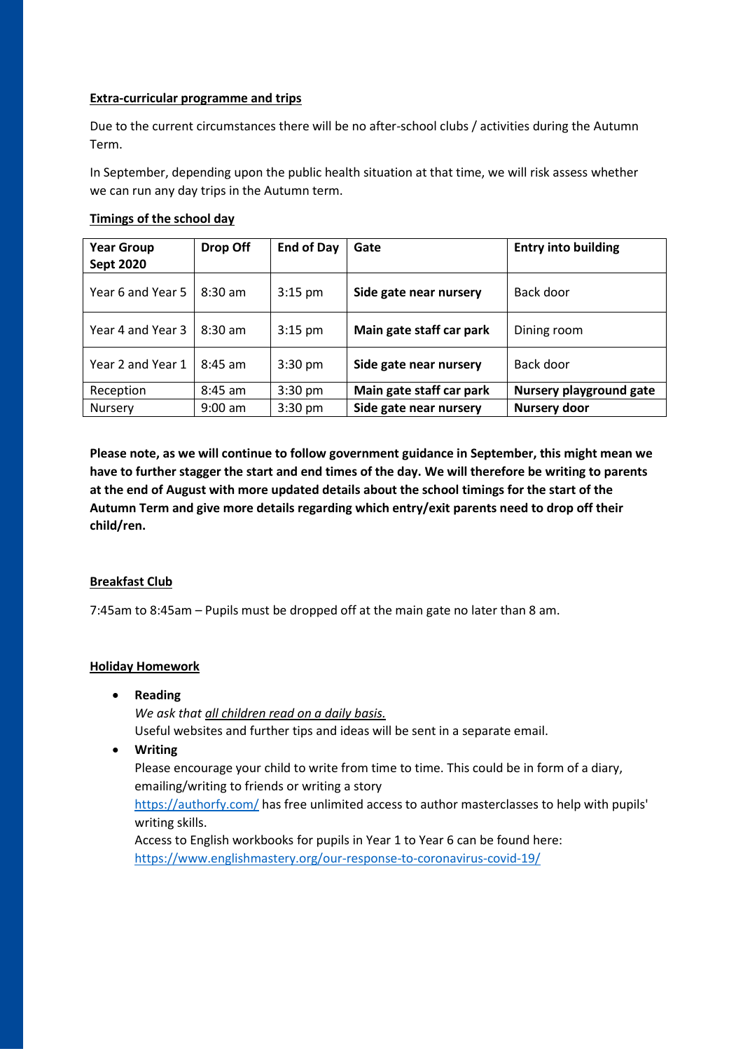**Extra-curricular programme and trips**

Due to the current circumstances there will be no after-school clubs / activities during the Autumn Term.

In September, depending upon the public health situation at that time, we will risk assess whether we can run any day trips in the Autumn term.

**Timings of the school day**

| **Year Group Sept 2020** | **Drop Off** | **End of Day** | **Gate** | **Entry into building** |
|---|---|---|---|---|
| Year 6 and Year 5 | 8:30 am | 3:15 pm | **Side gate near nursery** | Back door |
| Year 4 and Year 3 | 8:30 am | 3:15 pm | **Main gate staff car park** | Dining room |
| Year 2 and Year 1 | 8:45 am | 3:30 pm | **Side gate near nursery** | Back door |
| Reception | 8:45 am | 3:30 pm | **Main gate staff car park** | **Nursery playground gate** |
| Nursery | 9:00 am | 3:30 pm | **Side gate near nursery** | **Nursery door** |

**Please note, as we will continue to follow government guidance in September, this might mean we have to further stagger the start and end times of the day. We will therefore be writing to parents at the end of August with more updated details about the school timings for the start of the Autumn Term and give more details regarding which entry/exit parents need to drop off their child/ren.**

**Breakfast Club**

7:45am to 8:45am – Pupils must be dropped off at the main gate no later than 8 am.

**Holiday Homework**

- **Reading**
  *We ask that all children read on a daily basis.*
  Useful websites and further tips and ideas will be sent in a separate email.
- **Writing**
  Please encourage your child to write from time to time. This could be in form of a diary, emailing/writing to friends or writing a story
  https://authorfy.com/ has free unlimited access to author masterclasses to help with pupils' writing skills.
  Access to English workbooks for pupils in Year 1 to Year 6 can be found here:
  https://www.englishmastery.org/our-response-to-coronavirus-covid-19/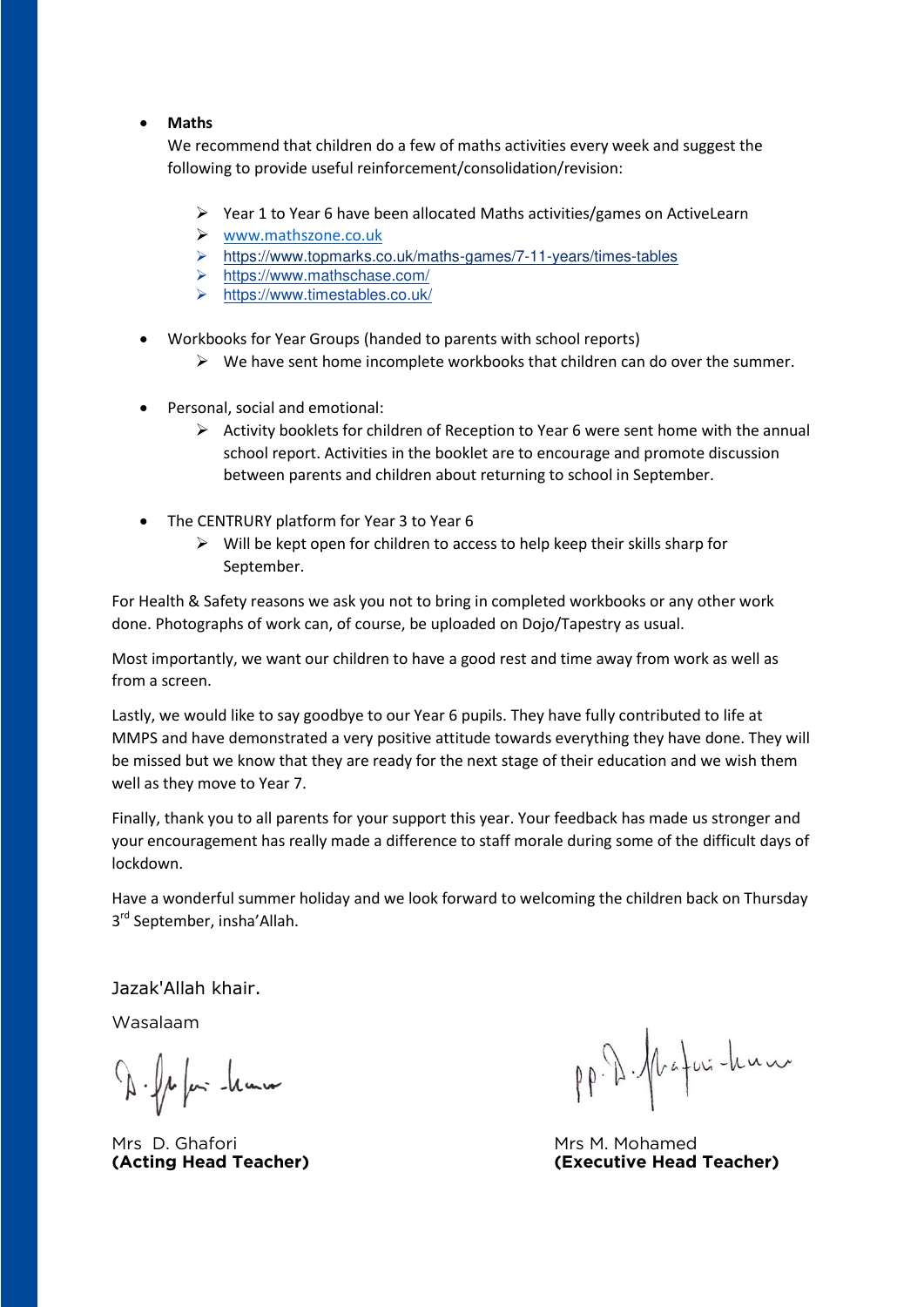- **Maths**
  We recommend that children do a few of maths activities every week and suggest the following to provide useful reinforcement/consolidation/revision:
  - Year 1 to Year 6 have been allocated Maths activities/games on ActiveLearn
  - www.mathszone.co.uk
  - https://www.topmarks.co.uk/maths-games/7-11-years/times-tables
  - https://www.mathschase.com/
  - https://www.timestables.co.uk/

- Workbooks for Year Groups (handed to parents with school reports)
  - We have sent home incomplete workbooks that children can do over the summer.

- Personal, social and emotional:
  - Activity booklets for children of Reception to Year 6 were sent home with the annual school report. Activities in the booklet are to encourage and promote discussion between parents and children about returning to school in September.

- The CENTRURY platform for Year 3 to Year 6
  - Will be kept open for children to access to help keep their skills sharp for September.

For Health & Safety reasons we ask you not to bring in completed workbooks or any other work done. Photographs of work can, of course, be uploaded on Dojo/Tapestry as usual.

Most importantly, we want our children to have a good rest and time away from work as well as from a screen.

Lastly, we would like to say goodbye to our Year 6 pupils. They have fully contributed to life at MMPS and have demonstrated a very positive attitude towards everything they have done. They will be missed but we know that they are ready for the next stage of their education and we wish them well as they move to Year 7.

Finally, thank you to all parents for your support this year. Your feedback has made us stronger and your encouragement has really made a difference to staff morale during some of the difficult days of lockdown.

Have a wonderful summer holiday and we look forward to welcoming the children back on Thursday 3rd September, insha'Allah.

Jazak'Allah khair.

Wasalaam

Mrs D. Ghafori
**(Acting Head Teacher)**

pp Mrs M. Mohamed
**(Executive Head Teacher)**